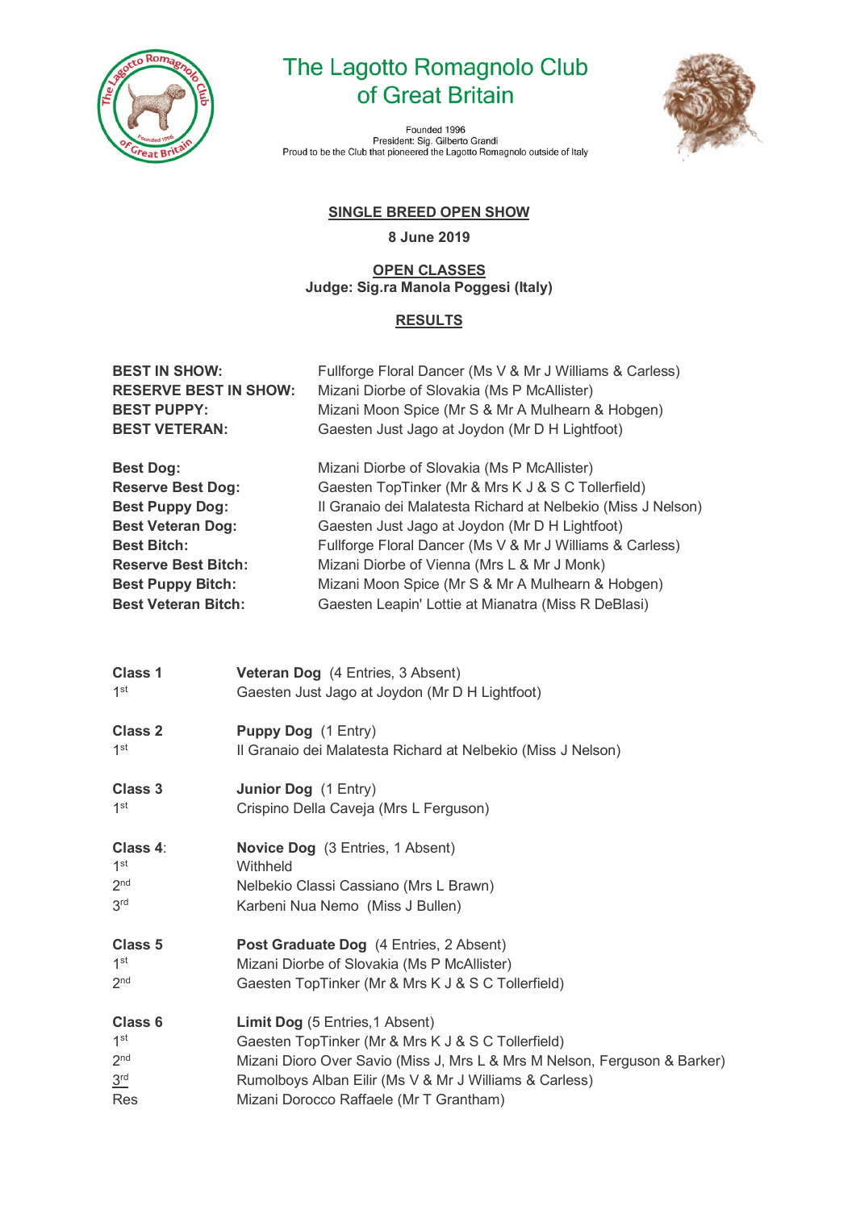# The Lagotto Romagnolo Club of Great Britain

Founded 1996
President: Sig. Gilberto Grandi
Proud to be the Club that pioneered the Lagotto Romagnolo outside of Italy

## SINGLE BREED OPEN SHOW

**8 June 2019**

### OPEN CLASSES

**Judge: Sig.ra Manola Poggesi (Italy)**

### RESULTS

| | |
|---|---|
| **BEST IN SHOW:** | Fullforge Floral Dancer (Ms V & Mr J Williams & Carless) |
| **RESERVE BEST IN SHOW:** | Mizani Diorbe of Slovakia (Ms P McAllister) |
| **BEST PUPPY:** | Mizani Moon Spice (Mr S & Mr A Mulhearn & Hobgen) |
| **BEST VETERAN:** | Gaesten Just Jago at Joydon (Mr D H Lightfoot) |

| | |
|---|---|
| **Best Dog:** | Mizani Diorbe of Slovakia (Ms P McAllister) |
| **Reserve Best Dog:** | Gaesten TopTinker (Mr & Mrs K J & S C Tollerfield) |
| **Best Puppy Dog:** | Il Granaio dei Malatesta Richard at Nelbekio (Miss J Nelson) |
| **Best Veteran Dog:** | Gaesten Just Jago at Joydon (Mr D H Lightfoot) |
| **Best Bitch:** | Fullforge Floral Dancer (Ms V & Mr J Williams & Carless) |
| **Reserve Best Bitch:** | Mizani Diorbe of Vienna (Mrs L & Mr J Monk) |
| **Best Puppy Bitch:** | Mizani Moon Spice (Mr S & Mr A Mulhearn & Hobgen) |
| **Best Veteran Bitch:** | Gaesten Leapin' Lottie at Mianatra (Miss R DeBlasi) |

**Class 1** — **Veteran Dog** (4 Entries, 3 Absent)

1st Gaesten Just Jago at Joydon (Mr D H Lightfoot)

**Class 2** — **Puppy Dog** (1 Entry)

1st Il Granaio dei Malatesta Richard at Nelbekio (Miss J Nelson)

**Class 3** — **Junior Dog** (1 Entry)

1st Crispino Della Caveja (Mrs L Ferguson)

**Class 4**: — **Novice Dog** (3 Entries, 1 Absent)

1st Withheld
2nd Nelbekio Classi Cassiano (Mrs L Brawn)
3rd Karbeni Nua Nemo (Miss J Bullen)

**Class 5** — **Post Graduate Dog** (4 Entries, 2 Absent)

1st Mizani Diorbe of Slovakia (Ms P McAllister)
2nd Gaesten TopTinker (Mr & Mrs K J & S C Tollerfield)

**Class 6** — **Limit Dog** (5 Entries,1 Absent)

1st Gaesten TopTinker (Mr & Mrs K J & S C Tollerfield)
2nd Mizani Dioro Over Savio (Miss J, Mrs L & Mrs M Nelson, Ferguson & Barker)
3rd Rumolboys Alban Eilir (Ms V & Mr J Williams & Carless)
Res Mizani Dorocco Raffaele (Mr T Grantham)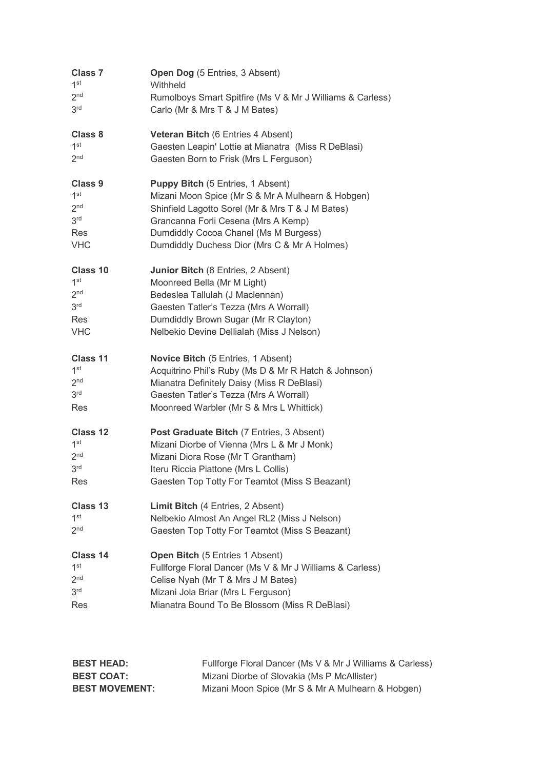**Class 7** **Open Dog** (5 Entries, 3 Absent)

1st Withheld
2nd Rumolboys Smart Spitfire (Ms V & Mr J Williams & Carless)
3rd Carlo (Mr & Mrs T & J M Bates)

**Class 8** **Veteran Bitch** (6 Entries 4 Absent)

1st Gaesten Leapin' Lottie at Mianatra (Miss R DeBlasi)
2nd Gaesten Born to Frisk (Mrs L Ferguson)

**Class 9** **Puppy Bitch** (5 Entries, 1 Absent)

1st Mizani Moon Spice (Mr S & Mr A Mulhearn & Hobgen)
2nd Shinfield Lagotto Sorel (Mr & Mrs T & J M Bates)
3rd Grancanna Forli Cesena (Mrs A Kemp)
Res Dumdiddly Cocoa Chanel (Ms M Burgess)
VHC Dumdiddly Duchess Dior (Mrs C & Mr A Holmes)

**Class 10** **Junior Bitch** (8 Entries, 2 Absent)

1st Moonreed Bella (Mr M Light)
2nd Bedeslea Tallulah (J Maclennan)
3rd Gaesten Tatler's Tezza (Mrs A Worrall)
Res Dumdiddly Brown Sugar (Mr R Clayton)
VHC Nelbekio Devine Dellialah (Miss J Nelson)

**Class 11** **Novice Bitch** (5 Entries, 1 Absent)

1st Acquitrino Phil's Ruby (Ms D & Mr R Hatch & Johnson)
2nd Mianatra Definitely Daisy (Miss R DeBlasi)
3rd Gaesten Tatler's Tezza (Mrs A Worrall)
Res Moonreed Warbler (Mr S & Mrs L Whittick)

**Class 12** **Post Graduate Bitch** (7 Entries, 3 Absent)

1st Mizani Diorbe of Vienna (Mrs L & Mr J Monk)
2nd Mizani Diora Rose (Mr T Grantham)
3rd Iteru Riccia Piattone (Mrs L Collis)
Res Gaesten Top Totty For Teamtot (Miss S Beazant)

**Class 13** **Limit Bitch** (4 Entries, 2 Absent)

1st Nelbekio Almost An Angel RL2 (Miss J Nelson)
2nd Gaesten Top Totty For Teamtot (Miss S Beazant)

**Class 14** **Open Bitch** (5 Entries 1 Absent)

1st Fullforge Floral Dancer (Ms V & Mr J Williams & Carless)
2nd Celise Nyah (Mr T & Mrs J M Bates)
3rd Mizani Jola Briar (Mrs L Ferguson)
Res Mianatra Bound To Be Blossom (Miss R DeBlasi)

**BEST HEAD:** Fullforge Floral Dancer (Ms V & Mr J Williams & Carless)
**BEST COAT:** Mizani Diorbe of Slovakia (Ms P McAllister)
**BEST MOVEMENT:** Mizani Moon Spice (Mr S & Mr A Mulhearn & Hobgen)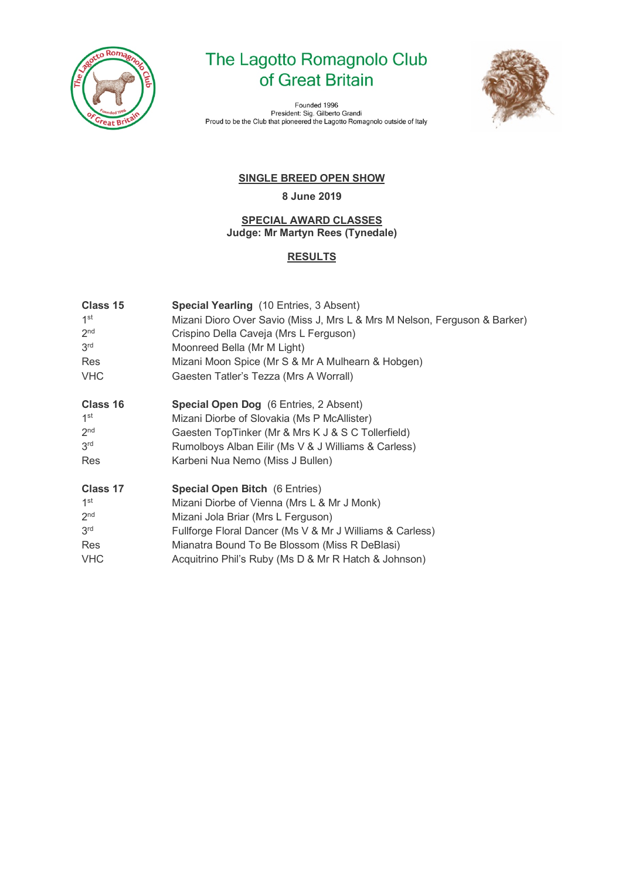# The Lagotto Romagnolo Club of Great Britain

Founded 1996
President: Sig. Gilberto Grandi
Proud to be the Club that pioneered the Lagotto Romagnolo outside of Italy

## SINGLE BREED OPEN SHOW

**8 June 2019**

**SPECIAL AWARD CLASSES**
**Judge: Mr Martyn Rees (Tynedale)**

**RESULTS**

| | |
|---|---|
| **Class 15** | **Special Yearling** (10 Entries, 3 Absent) |
| 1st | Mizani Dioro Over Savio (Miss J, Mrs L & Mrs M Nelson, Ferguson & Barker) |
| 2nd | Crispino Della Caveja (Mrs L Ferguson) |
| 3rd | Moonreed Bella (Mr M Light) |
| Res | Mizani Moon Spice (Mr S & Mr A Mulhearn & Hobgen) |
| VHC | Gaesten Tatler's Tezza (Mrs A Worrall) |
| **Class 16** | **Special Open Dog** (6 Entries, 2 Absent) |
| 1st | Mizani Diorbe of Slovakia (Ms P McAllister) |
| 2nd | Gaesten TopTinker (Mr & Mrs K J & S C Tollerfield) |
| 3rd | Rumolboys Alban Eilir (Ms V & J Williams & Carless) |
| Res | Karbeni Nua Nemo (Miss J Bullen) |
| **Class 17** | **Special Open Bitch** (6 Entries) |
| 1st | Mizani Diorbe of Vienna (Mrs L & Mr J Monk) |
| 2nd | Mizani Jola Briar (Mrs L Ferguson) |
| 3rd | Fullforge Floral Dancer (Ms V & Mr J Williams & Carless) |
| Res | Mianatra Bound To Be Blossom (Miss R DeBlasi) |
| VHC | Acquitrino Phil's Ruby (Ms D & Mr R Hatch & Johnson) |